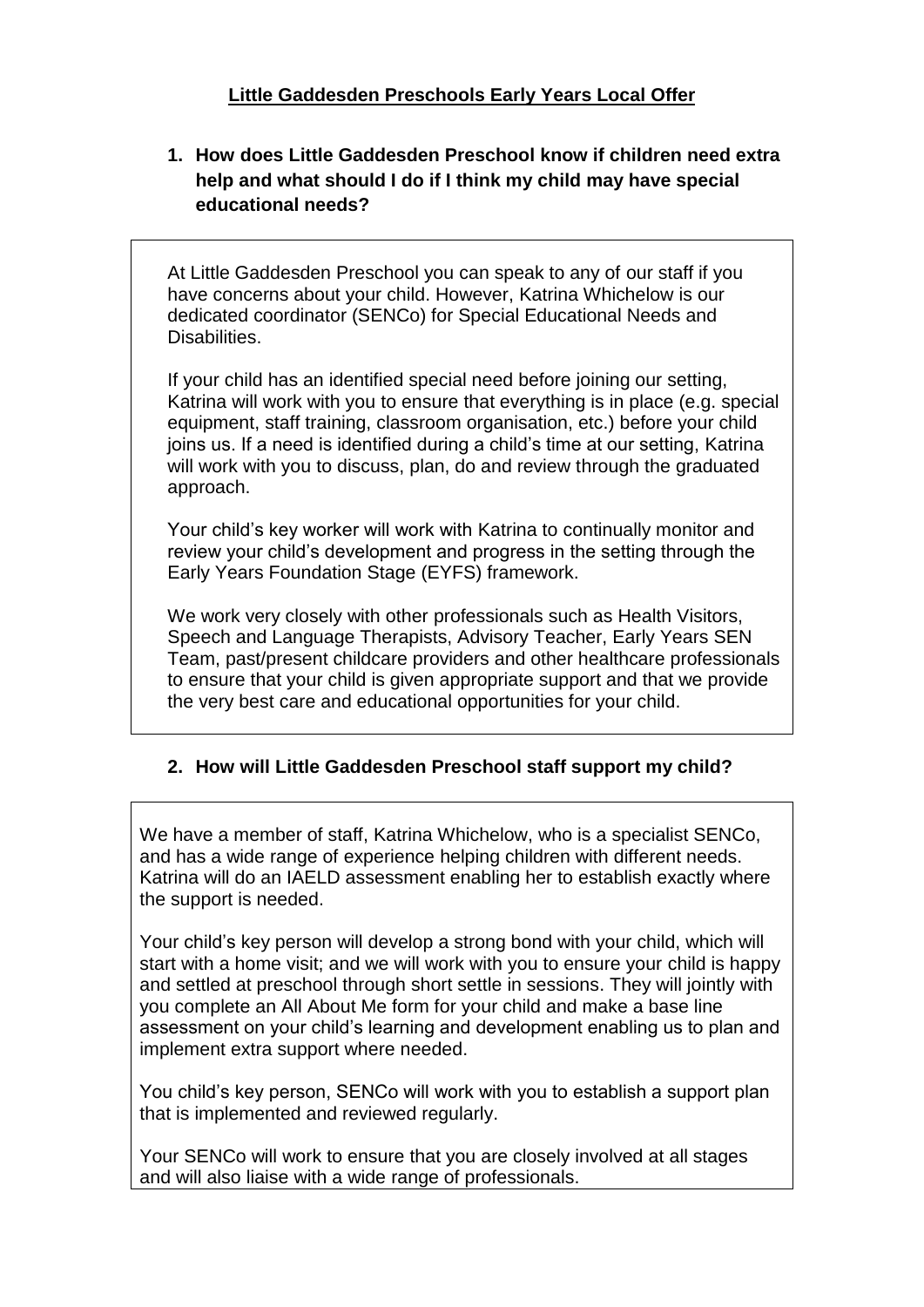# Little Gaddesden Preschools Early Years Local Offer

## 1. How does Little Gaddesden Preschool know if children need extra help and what should I do if I think my child may have special educational needs?

At Little Gaddesden Preschool you can speak to any of our staff if you have concerns about your child. However, Katrina Whichelow is our dedicated coordinator (SENCo) for Special Educational Needs and Disabilities.

If your child has an identified special need before joining our setting, Katrina will work with you to ensure that everything is in place (e.g. special equipment, staff training, classroom organisation, etc.) before your child joins us. If a need is identified during a child's time at our setting, Katrina will work with you to discuss, plan, do and review through the graduated approach.

Your child's key worker will work with Katrina to continually monitor and review your child's development and progress in the setting through the Early Years Foundation Stage (EYFS) framework.

We work very closely with other professionals such as Health Visitors, Speech and Language Therapists, Advisory Teacher, Early Years SEN Team, past/present childcare providers and other healthcare professionals to ensure that your child is given appropriate support and that we provide the very best care and educational opportunities for your child.

## 2. How will Little Gaddesden Preschool staff support my child?

We have a member of staff, Katrina Whichelow, who is a specialist SENCo, and has a wide range of experience helping children with different needs. Katrina will do an IAELD assessment enabling her to establish exactly where the support is needed.

Your child's key person will develop a strong bond with your child, which will start with a home visit; and we will work with you to ensure your child is happy and settled at preschool through short settle in sessions. They will jointly with you complete an All About Me form for your child and make a base line assessment on your child's learning and development enabling us to plan and implement extra support where needed.

You child's key person, SENCo will work with you to establish a support plan that is implemented and reviewed regularly.

Your SENCo will work to ensure that you are closely involved at all stages and will also liaise with a wide range of professionals.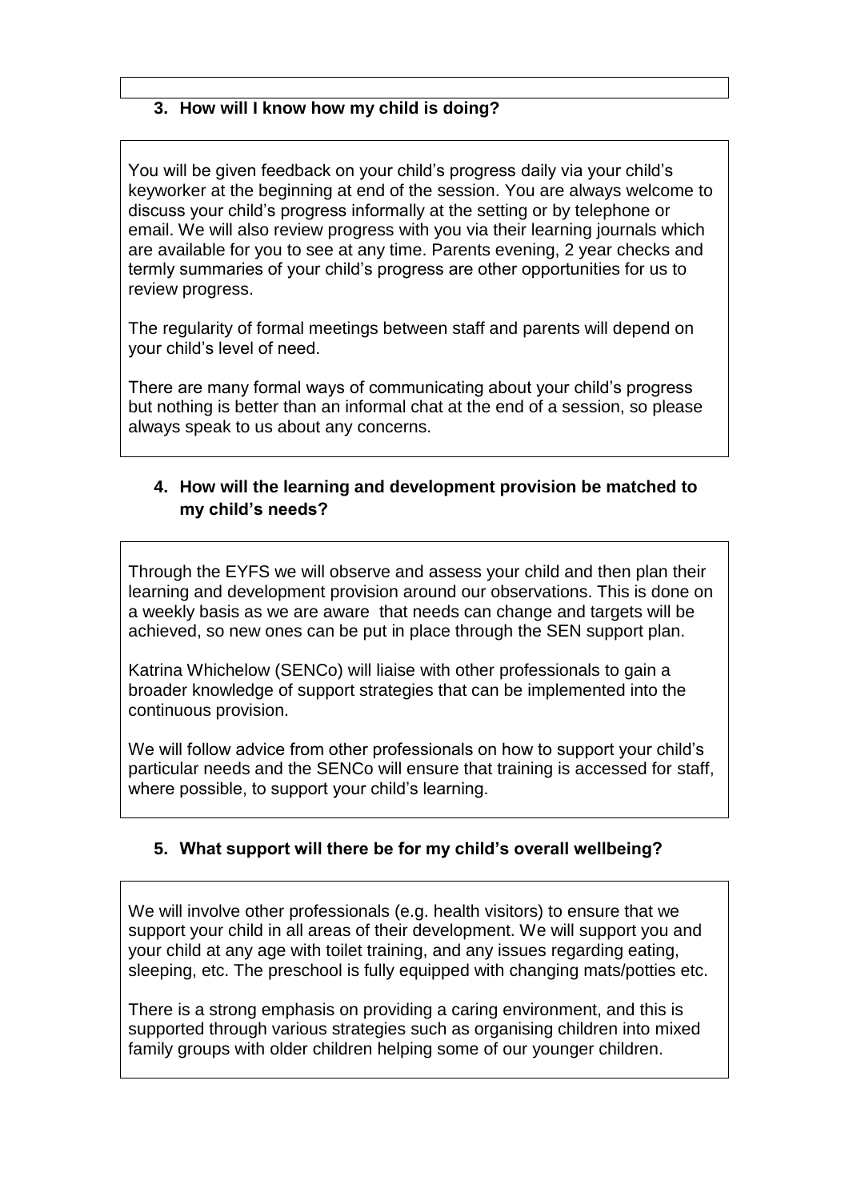### 3. How will I know how my child is doing?

You will be given feedback on your child's progress daily via your child's keyworker at the beginning at end of the session. You are always welcome to discuss your child's progress informally at the setting or by telephone or email. We will also review progress with you via their learning journals which are available for you to see at any time. Parents evening, 2 year checks and termly summaries of your child's progress are other opportunities for us to review progress.

The regularity of formal meetings between staff and parents will depend on your child's level of need.

There are many formal ways of communicating about your child's progress but nothing is better than an informal chat at the end of a session, so please always speak to us about any concerns.

### 4. How will the learning and development provision be matched to my child's needs?

Through the EYFS we will observe and assess your child and then plan their learning and development provision around our observations. This is done on a weekly basis as we are aware that needs can change and targets will be achieved, so new ones can be put in place through the SEN support plan.

Katrina Whichelow (SENCo) will liaise with other professionals to gain a broader knowledge of support strategies that can be implemented into the continuous provision.

We will follow advice from other professionals on how to support your child's particular needs and the SENCo will ensure that training is accessed for staff, where possible, to support your child's learning.

### 5. What support will there be for my child's overall wellbeing?

We will involve other professionals (e.g. health visitors) to ensure that we support your child in all areas of their development. We will support you and your child at any age with toilet training, and any issues regarding eating, sleeping, etc. The preschool is fully equipped with changing mats/potties etc.

There is a strong emphasis on providing a caring environment, and this is supported through various strategies such as organising children into mixed family groups with older children helping some of our younger children.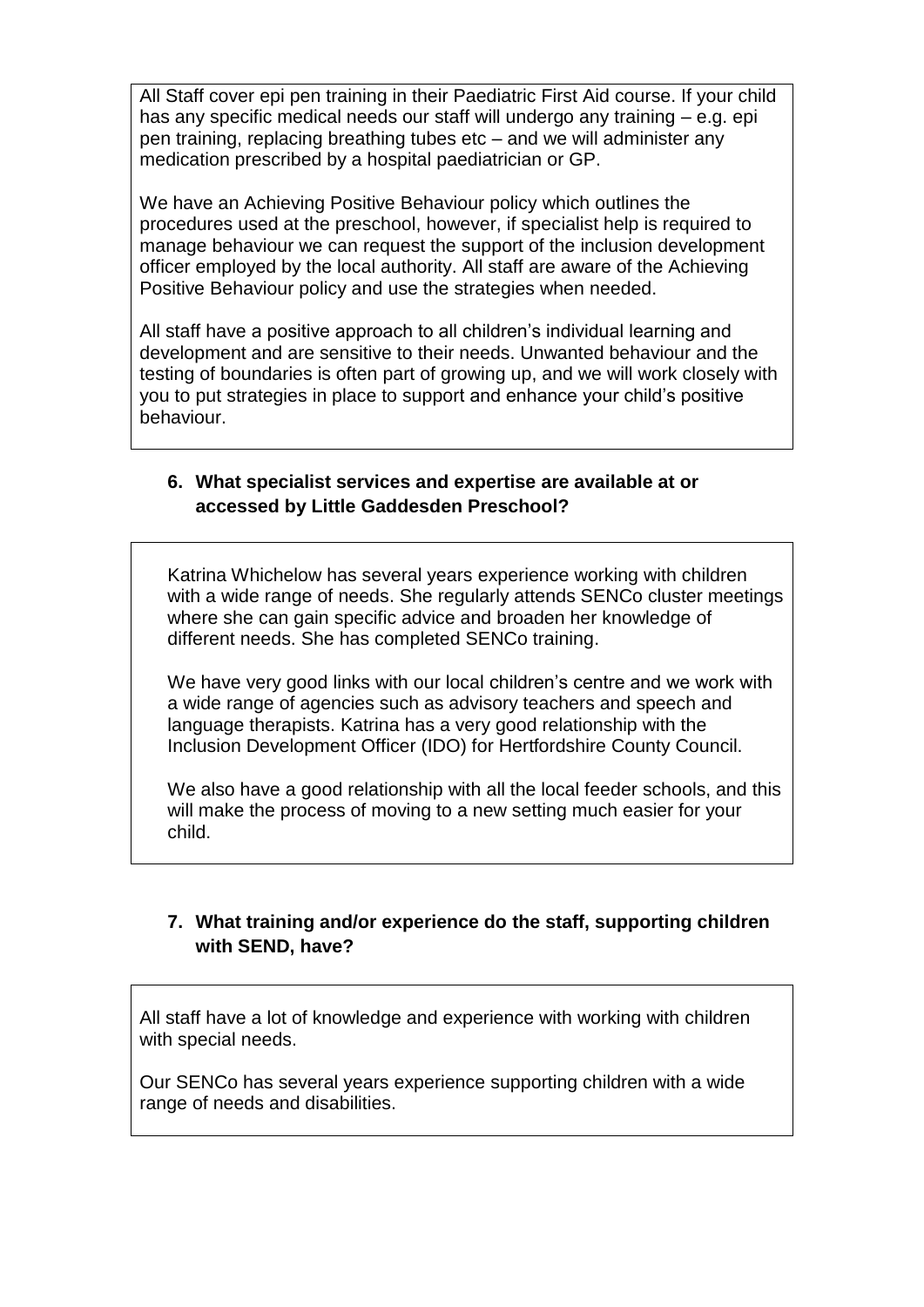All Staff cover epi pen training in their Paediatric First Aid course. If your child has any specific medical needs our staff will undergo any training – e.g. epi pen training, replacing breathing tubes etc – and we will administer any medication prescribed by a hospital paediatrician or GP.

We have an Achieving Positive Behaviour policy which outlines the procedures used at the preschool, however, if specialist help is required to manage behaviour we can request the support of the inclusion development officer employed by the local authority. All staff are aware of the Achieving Positive Behaviour policy and use the strategies when needed.

All staff have a positive approach to all children's individual learning and development and are sensitive to their needs. Unwanted behaviour and the testing of boundaries is often part of growing up, and we will work closely with you to put strategies in place to support and enhance your child's positive behaviour.

**6. What specialist services and expertise are available at or accessed by Little Gaddesden Preschool?**

Katrina Whichelow has several years experience working with children with a wide range of needs. She regularly attends SENCo cluster meetings where she can gain specific advice and broaden her knowledge of different needs. She has completed SENCo training.

We have very good links with our local children's centre and we work with a wide range of agencies such as advisory teachers and speech and language therapists. Katrina has a very good relationship with the Inclusion Development Officer (IDO) for Hertfordshire County Council.

We also have a good relationship with all the local feeder schools, and this will make the process of moving to a new setting much easier for your child.

**7. What training and/or experience do the staff, supporting children with SEND, have?**

All staff have a lot of knowledge and experience with working with children with special needs.

Our SENCo has several years experience supporting children with a wide range of needs and disabilities.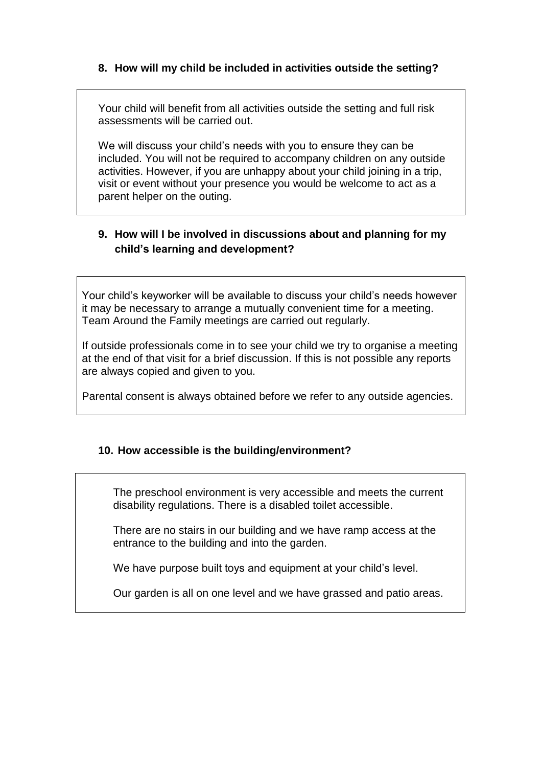**8. How will my child be included in activities outside the setting?**

Your child will benefit from all activities outside the setting and full risk assessments will be carried out.

We will discuss your child's needs with you to ensure they can be included. You will not be required to accompany children on any outside activities. However, if you are unhappy about your child joining in a trip, visit or event without your presence you would be welcome to act as a parent helper on the outing.

**9. How will I be involved in discussions about and planning for my child's learning and development?**

Your child's keyworker will be available to discuss your child's needs however it may be necessary to arrange a mutually convenient time for a meeting. Team Around the Family meetings are carried out regularly.

If outside professionals come in to see your child we try to organise a meeting at the end of that visit for a brief discussion. If this is not possible any reports are always copied and given to you.

Parental consent is always obtained before we refer to any outside agencies.

**10. How accessible is the building/environment?**

The preschool environment is very accessible and meets the current disability regulations. There is a disabled toilet accessible.

There are no stairs in our building and we have ramp access at the entrance to the building and into the garden.

We have purpose built toys and equipment at your child's level.

Our garden is all on one level and we have grassed and patio areas.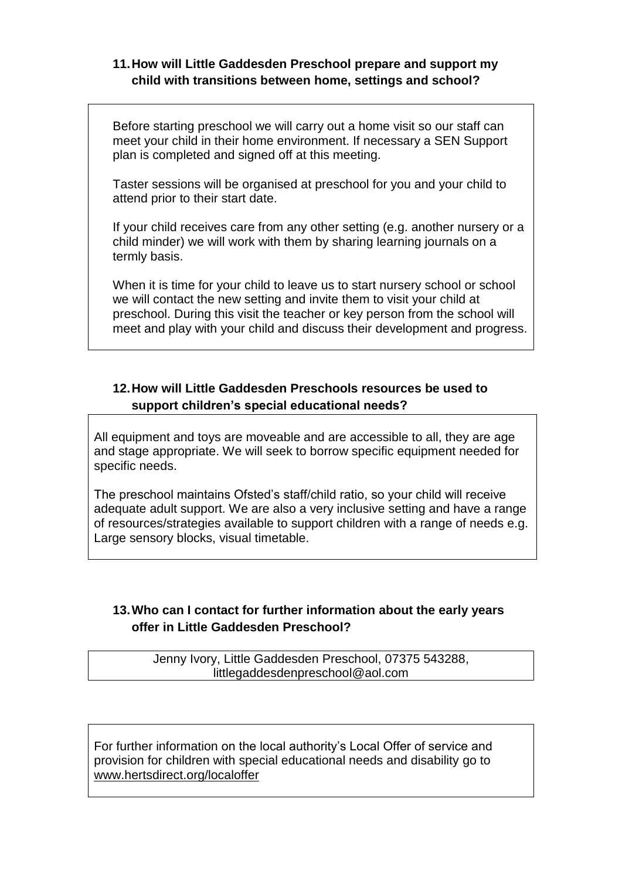## 11. How will Little Gaddesden Preschool prepare and support my child with transitions between home, settings and school?

Before starting preschool we will carry out a home visit so our staff can meet your child in their home environment. If necessary a SEN Support plan is completed and signed off at this meeting.

Taster sessions will be organised at preschool for you and your child to attend prior to their start date.

If your child receives care from any other setting (e.g. another nursery or a child minder) we will work with them by sharing learning journals on a termly basis.

When it is time for your child to leave us to start nursery school or school we will contact the new setting and invite them to visit your child at preschool. During this visit the teacher or key person from the school will meet and play with your child and discuss their development and progress.

## 12. How will Little Gaddesden Preschools resources be used to support children's special educational needs?

All equipment and toys are moveable and are accessible to all, they are age and stage appropriate. We will seek to borrow specific equipment needed for specific needs.

The preschool maintains Ofsted's staff/child ratio, so your child will receive adequate adult support. We are also a very inclusive setting and have a range of resources/strategies available to support children with a range of needs e.g. Large sensory blocks, visual timetable.

## 13. Who can I contact for further information about the early years offer in Little Gaddesden Preschool?

Jenny Ivory, Little Gaddesden Preschool, 07375 543288, littlegaddesdenpreschool@aol.com

For further information on the local authority's Local Offer of service and provision for children with special educational needs and disability go to www.hertsdirect.org/localoffer